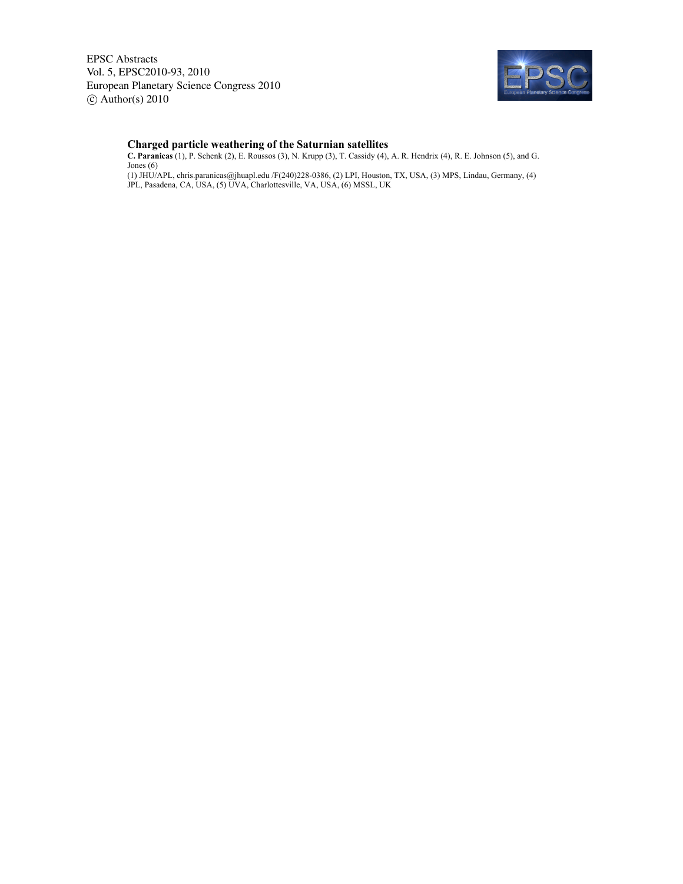EPSC Abstracts
Vol. 5, EPSC2010-93, 2010
European Planetary Science Congress 2010
© Author(s) 2010

# Charged particle weathering of the Saturnian satellites

**C. Paranicas** (1), P. Schenk (2), E. Roussos (3), N. Krupp (3), T. Cassidy (4), A. R. Hendrix (4), R. E. Johnson (5), and G. Jones (6)

(1) JHU/APL, chris.paranicas@jhuapl.edu /F(240)228-0386, (2) LPI, Houston, TX, USA, (3) MPS, Lindau, Germany, (4) JPL, Pasadena, CA, USA, (5) UVA, Charlottesville, VA, USA, (6) MSSL, UK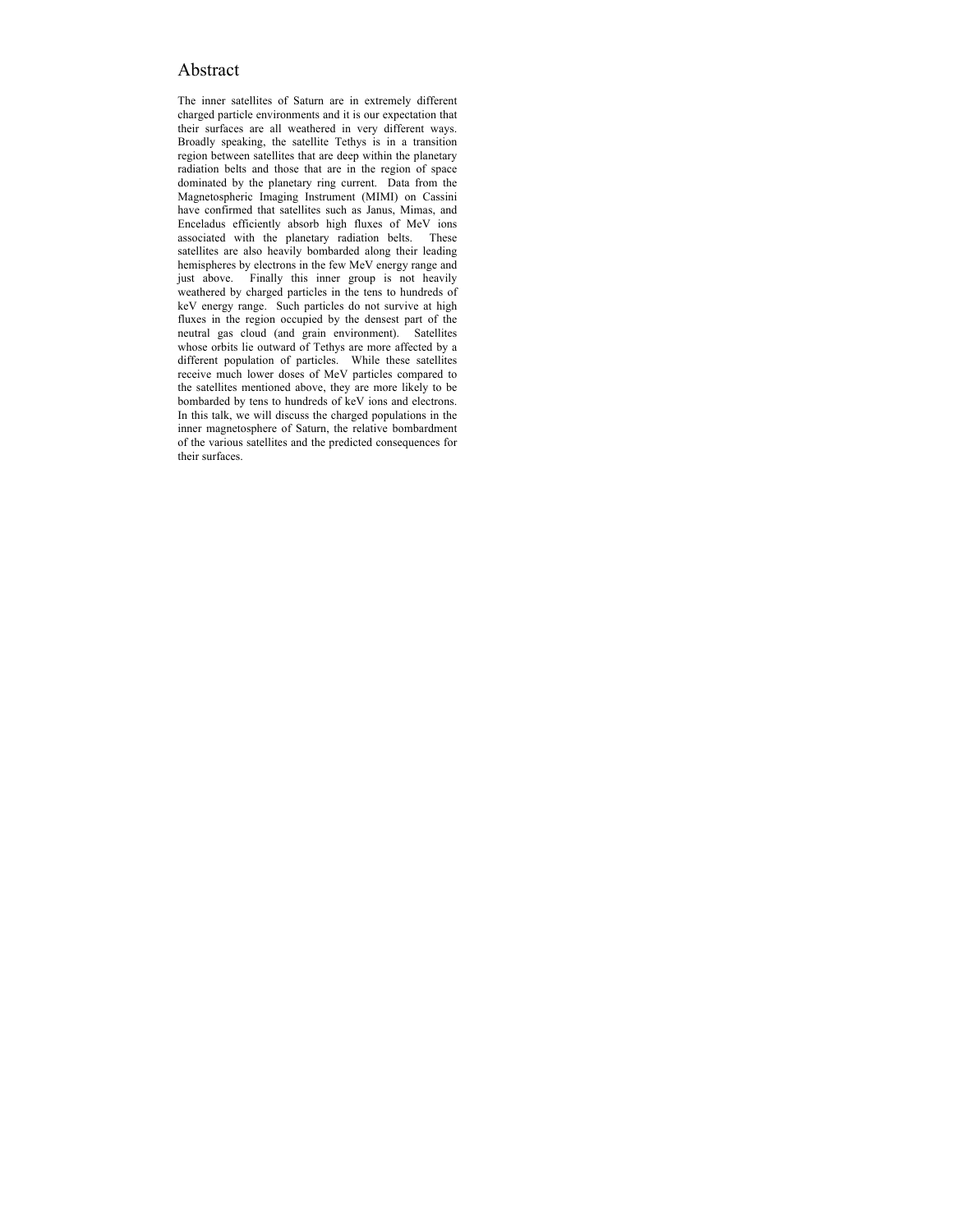## Abstract

The inner satellites of Saturn are in extremely different charged particle environments and it is our expectation that their surfaces are all weathered in very different ways. Broadly speaking, the satellite Tethys is in a transition region between satellites that are deep within the planetary radiation belts and those that are in the region of space dominated by the planetary ring current. Data from the Magnetospheric Imaging Instrument (MIMI) on Cassini have confirmed that satellites such as Janus, Mimas, and Enceladus efficiently absorb high fluxes of MeV ions associated with the planetary radiation belts. These satellites are also heavily bombarded along their leading hemispheres by electrons in the few MeV energy range and just above. Finally this inner group is not heavily weathered by charged particles in the tens to hundreds of keV energy range. Such particles do not survive at high fluxes in the region occupied by the densest part of the neutral gas cloud (and grain environment). Satellites whose orbits lie outward of Tethys are more affected by a different population of particles. While these satellites receive much lower doses of MeV particles compared to the satellites mentioned above, they are more likely to be bombarded by tens to hundreds of keV ions and electrons. In this talk, we will discuss the charged populations in the inner magnetosphere of Saturn, the relative bombardment of the various satellites and the predicted consequences for their surfaces.